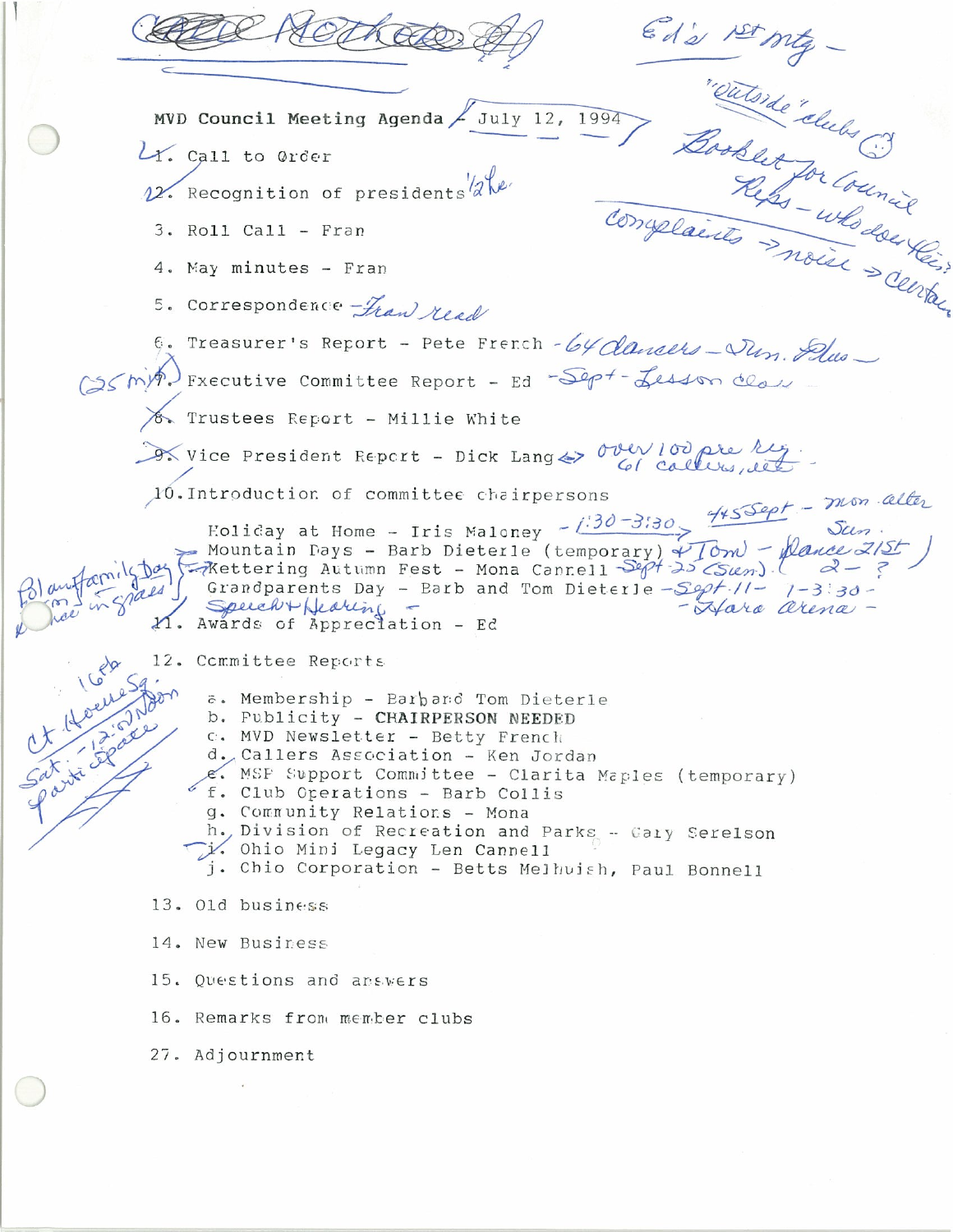Carol Northcutt

Ed's 1st mtg -

"Outside" clubs

Booklet for Council Reps - who does this?

complaints -> noise -> Centax

MVD Council Meeting Agenda - July 12, 1994

1. Call to Order
2. Recognition of presidents 1/2 hr.
3. Roll Call - Fran
4. May minutes - Fran
5. Correspondence - Fran read
6. Treasurer's Report - Pete French - 64 dancers - Sun. Plus -
7. Executive Committee Report - Ed - Sept - Lesson class (25 min)
8. Trustees Report - Millie White
9. Vice President Report - Dick Lang <-> over 100 pre reg. 61 callers, etc.
10. Introduction of committee chairpersons

    Holiday at Home - Iris Maloney - 1:30-3:30 4+5 Sept - mon. alter Sun.

    Mountain Days - Barb Dieterle (temporary) + Tom - Dance 21st 2 - ?

    Kettering Autumn Fest - Mona Cannell - Sept 25 (Sun.)

    Grandparents Day - Barb and Tom Dieterle - Sept. 11 - 1-3:30 - Hara arena -

    Speech + Hearing -

    Bl and family Day - room in grass

11. Awards of Appreciation - Ed
12. Committee Reports

    a. Membership - Barbara Tom Dieterle
    b. Publicity - CHAIRPERSON NEEDED
    c. MVD Newsletter - Betty French
    d. Callers Association - Ken Jordan
    e. MSP Support Committee - Clarita Maples (temporary)
    f. Club Operations - Barb Collis
    g. Community Relations - Mona
    h. Division of Recreation and Parks - Gary Serelson
    i. Ohio Mini Legacy Len Cannell
    j. Ohio Corporation - Betts Melhuish, Paul Bonnell

    16th Ct House Sq. Sat. - 12:00 Noon Participate

13. Old business
14. New Business
15. Questions and answers
16. Remarks from member clubs
27. Adjournment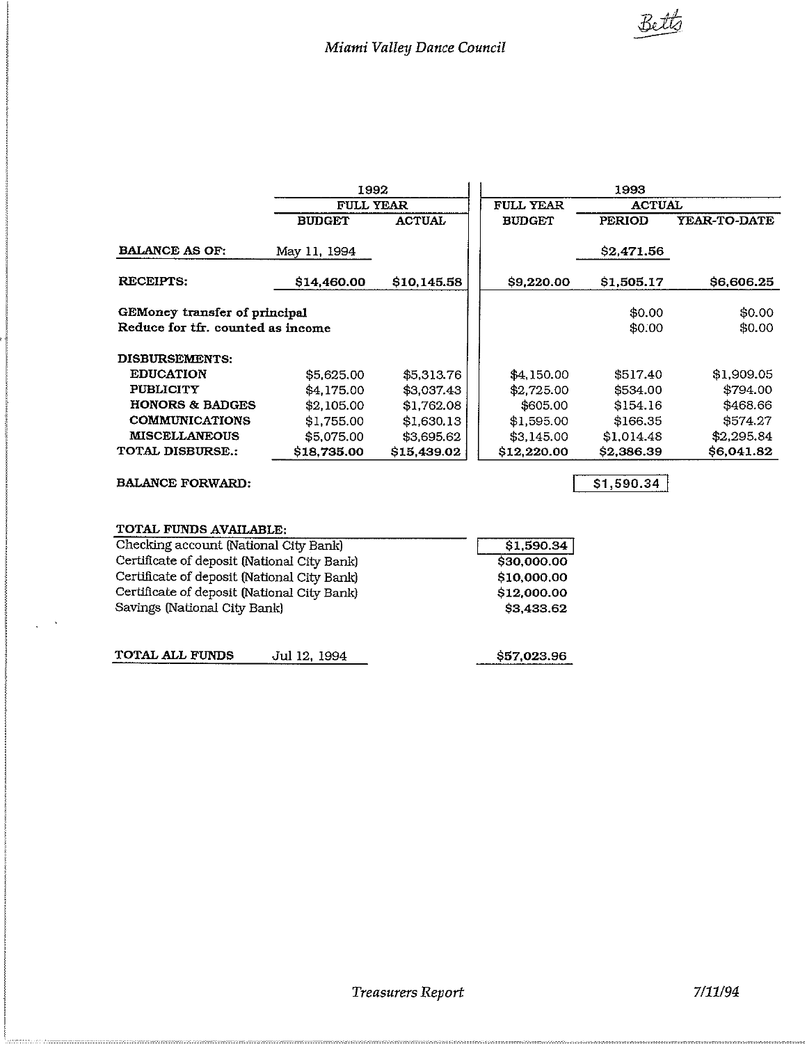Betts

*Miami Valley Dance Council*

| | 1992 | | 1993 | | |
|---|---|---|---|---|---|
| | FULL YEAR | | FULL YEAR | ACTUAL | |
| | BUDGET | ACTUAL | BUDGET | PERIOD | YEAR-TO-DATE |
| **BALANCE AS OF:** | May 11, 1994 | | | $2,471.56 | |
| **RECEIPTS:** | $14,460.00 | $10,145.58 | $9,220.00 | $1,505.17 | $6,606.25 |
| **GEMoney transfer of principal** | | | | $0.00 | $0.00 |
| **Reduce for tfr. counted as income** | | | | $0.00 | $0.00 |
| **DISBURSEMENTS:** | | | | | |
| **EDUCATION** | $5,625.00 | $5,313.76 | $4,150.00 | $517.40 | $1,909.05 |
| **PUBLICITY** | $4,175.00 | $3,037.43 | $2,725.00 | $534.00 | $794.00 |
| **HONORS & BADGES** | $2,105.00 | $1,762.08 | $605.00 | $154.16 | $468.66 |
| **COMMUNICATIONS** | $1,755.00 | $1,630.13 | $1,595.00 | $166.35 | $574.27 |
| **MISCELLANEOUS** | $5,075.00 | $3,695.62 | $3,145.00 | $1,014.48 | $2,295.84 |
| **TOTAL DISBURSE.:** | $18,735.00 | $15,439.02 | $12,220.00 | $2,386.39 | $6,041.82 |
| **BALANCE FORWARD:** | | | | $1,590.34 | |

| **TOTAL FUNDS AVAILABLE:** | |
|---|---|
| Checking account (National City Bank) | $1,590.34 |
| Certificate of deposit (National City Bank) | $30,000.00 |
| Certificate of deposit (National City Bank) | $10,000.00 |
| Certificate of deposit (National City Bank) | $12,000.00 |
| Savings (National City Bank) | $3,433.62 |
| **TOTAL ALL FUNDS** Jul 12, 1994 | $57,023.96 |

*Treasurers Report* 7/11/94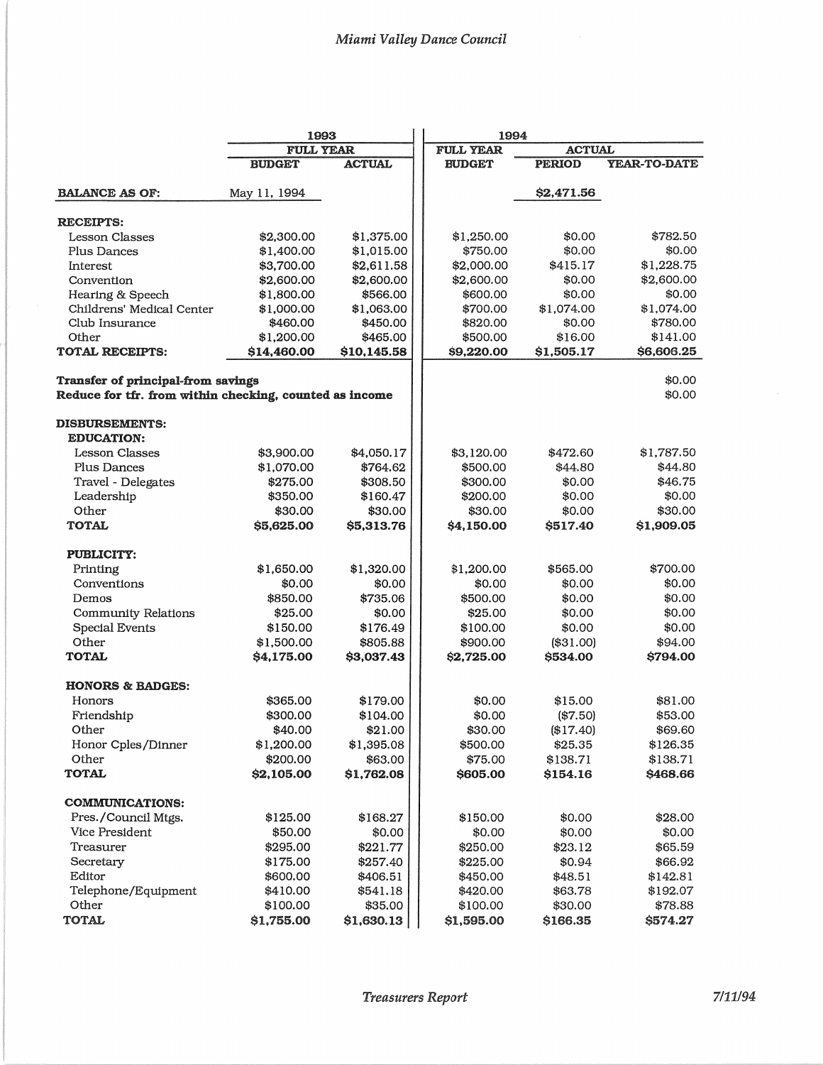*Miami Valley Dance Council*

| | 1993 | | 1994 | | |
|---|---|---|---|---|---|
| | FULL YEAR | | FULL YEAR | ACTUAL | |
| | BUDGET | ACTUAL | BUDGET | PERIOD | YEAR-TO-DATE |
| **BALANCE AS OF:** | May 11, 1994 | | | $2,471.56 | |
| **RECEIPTS:** | | | | | |
| Lesson Classes | $2,300.00 | $1,375.00 | $1,250.00 | $0.00 | $782.50 |
| Plus Dances | $1,400.00 | $1,015.00 | $750.00 | $0.00 | $0.00 |
| Interest | $3,700.00 | $2,611.58 | $2,000.00 | $415.17 | $1,228.75 |
| Convention | $2,600.00 | $2,600.00 | $2,600.00 | $0.00 | $2,600.00 |
| Hearing & Speech | $1,800.00 | $566.00 | $600.00 | $0.00 | $0.00 |
| Childrens' Medical Center | $1,000.00 | $1,063.00 | $700.00 | $1,074.00 | $1,074.00 |
| Club Insurance | $460.00 | $450.00 | $820.00 | $0.00 | $780.00 |
| Other | $1,200.00 | $465.00 | $500.00 | $16.00 | $141.00 |
| **TOTAL RECEIPTS:** | **$14,460.00** | **$10,145.58** | **$9,220.00** | **$1,505.17** | **$6,606.25** |
| **Transfer of principal-from savings** | | | | | $0.00 |
| **Reduce for tfr. from within checking, counted as income** | | | | | $0.00 |
| **DISBURSEMENTS:** | | | | | |
| **EDUCATION:** | | | | | |
| Lesson Classes | $3,900.00 | $4,050.17 | $3,120.00 | $472.60 | $1,787.50 |
| Plus Dances | $1,070.00 | $764.62 | $500.00 | $44.80 | $44.80 |
| Travel - Delegates | $275.00 | $308.50 | $300.00 | $0.00 | $46.75 |
| Leadership | $350.00 | $160.47 | $200.00 | $0.00 | $0.00 |
| Other | $30.00 | $30.00 | $30.00 | $0.00 | $30.00 |
| **TOTAL** | **$5,625.00** | **$5,313.76** | **$4,150.00** | **$517.40** | **$1,909.05** |
| **PUBLICITY:** | | | | | |
| Printing | $1,650.00 | $1,320.00 | $1,200.00 | $565.00 | $700.00 |
| Conventions | $0.00 | $0.00 | $0.00 | $0.00 | $0.00 |
| Demos | $850.00 | $735.06 | $500.00 | $0.00 | $0.00 |
| Community Relations | $25.00 | $0.00 | $25.00 | $0.00 | $0.00 |
| Special Events | $150.00 | $176.49 | $100.00 | $0.00 | $0.00 |
| Other | $1,500.00 | $805.88 | $900.00 | ($31.00) | $94.00 |
| **TOTAL** | **$4,175.00** | **$3,037.43** | **$2,725.00** | **$534.00** | **$794.00** |
| **HONORS & BADGES:** | | | | | |
| Honors | $365.00 | $179.00 | $0.00 | $15.00 | $81.00 |
| Friendship | $300.00 | $104.00 | $0.00 | ($7.50) | $53.00 |
| Other | $40.00 | $21.00 | $30.00 | ($17.40) | $69.60 |
| Honor Cples/Dinner | $1,200.00 | $1,395.08 | $500.00 | $25.35 | $126.35 |
| Other | $200.00 | $63.00 | $75.00 | $138.71 | $138.71 |
| **TOTAL** | **$2,105.00** | **$1,762.08** | **$605.00** | **$154.16** | **$468.66** |
| **COMMUNICATIONS:** | | | | | |
| Pres./Council Mtgs. | $125.00 | $168.27 | $150.00 | $0.00 | $28.00 |
| Vice President | $50.00 | $0.00 | $0.00 | $0.00 | $0.00 |
| Treasurer | $295.00 | $221.77 | $250.00 | $23.12 | $65.59 |
| Secretary | $175.00 | $257.40 | $225.00 | $0.94 | $66.92 |
| Editor | $600.00 | $406.51 | $450.00 | $48.51 | $142.81 |
| Telephone/Equipment | $410.00 | $541.18 | $420.00 | $63.78 | $192.07 |
| Other | $100.00 | $35.00 | $100.00 | $30.00 | $78.88 |
| **TOTAL** | **$1,755.00** | **$1,630.13** | **$1,595.00** | **$166.35** | **$574.27** |

*Treasurers Report* 7/11/94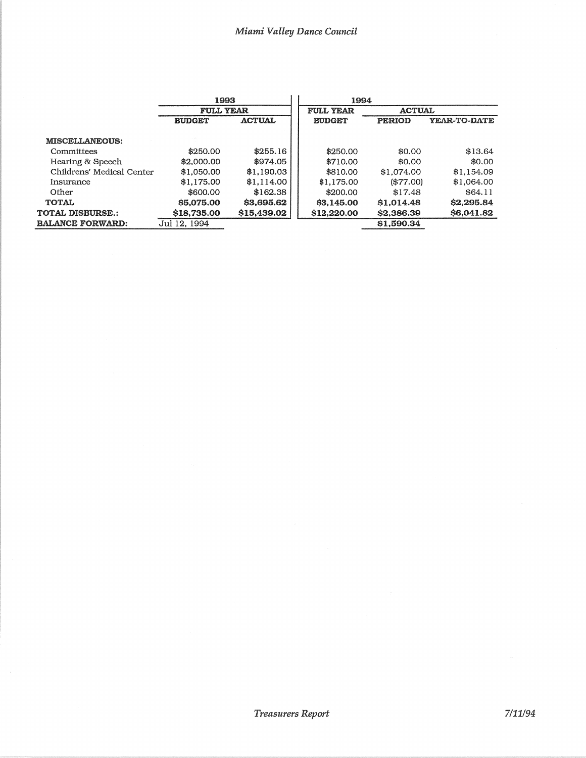| | 1993 | | 1994 | | |
|---|---|---|---|---|---|
| | FULL YEAR | | FULL YEAR | ACTUAL | |
| | BUDGET | ACTUAL | BUDGET | PERIOD | YEAR-TO-DATE |
| **MISCELLANEOUS:** | | | | | |
| Committees | $250.00 | $255.16 | $250.00 | $0.00 | $13.64 |
| Hearing & Speech | $2,000.00 | $974.05 | $710.00 | $0.00 | $0.00 |
| Childrens' Medical Center | $1,050.00 | $1,190.03 | $810.00 | $1,074.00 | $1,154.09 |
| Insurance | $1,175.00 | $1,114.00 | $1,175.00 | ($77.00) | $1,064.00 |
| Other | $600.00 | $162.38 | $200.00 | $17.48 | $64.11 |
| **TOTAL** | **$5,075.00** | **$3,695.62** | **$3,145.00** | **$1,014.48** | **$2,295.84** |
| **TOTAL DISBURSE.:** | **$18,735.00** | **$15,439.02** | **$12,220.00** | **$2,386.39** | **$6,041.82** |
| **BALANCE FORWARD:** | Jul 12, 1994 | | | **$1,590.34** | |